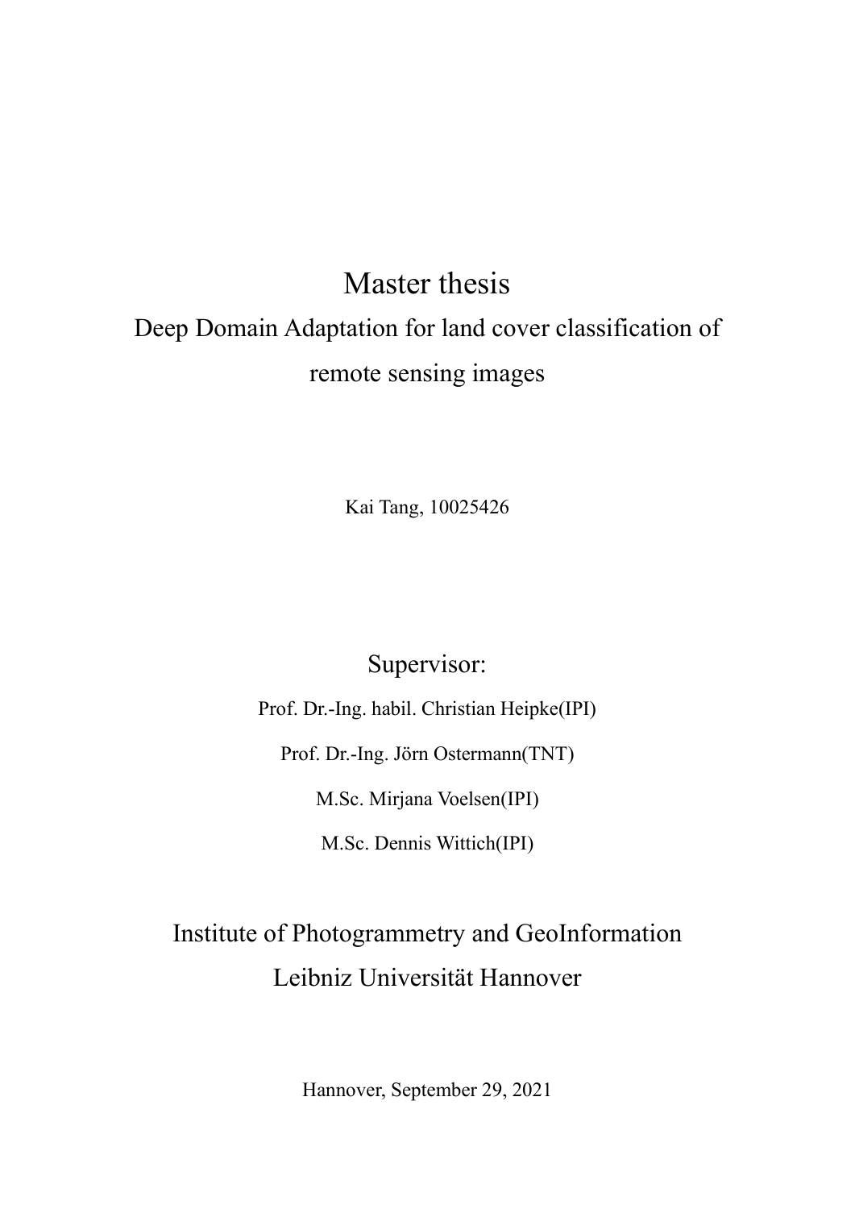# Master thesis

## Deep Domain Adaptation for land cover classification of remote sensing images

Kai Tang, 10025426

### Supervisor:

Prof. Dr.-Ing. habil. Christian Heipke(IPI)

Prof. Dr.-Ing. Jörn Ostermann(TNT)

M.Sc. Mirjana Voelsen(IPI)

M.Sc. Dennis Wittich(IPI)

Institute of Photogrammetry and GeoInformation

Leibniz Universität Hannover

Hannover, September 29, 2021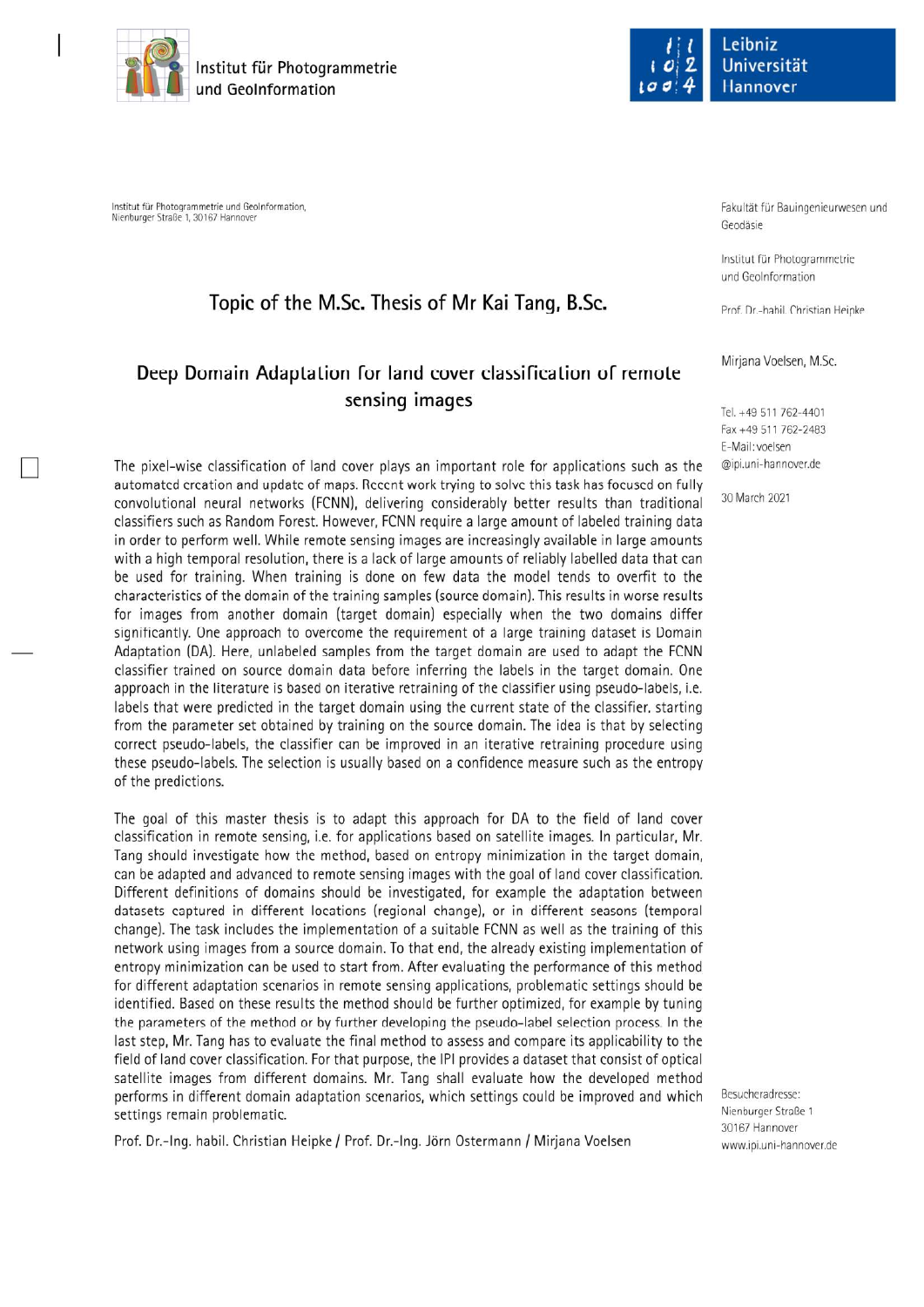Institut für Photogrammetrie und GeoInformation

Leibniz Universität Hannover

Institut für Photogrammetrie und GeoInformation, Nienburger Straße 1, 30167 Hannover

Fakultät für Bauingenieurwesen und Geodäsie

Institut für Photogrammetrie und GeoInformation

Prof. Dr.-habil. Christian Heipke

Mirjana Voelsen, M.Sc.

Tel. +49 511 762-4401
Fax +49 511 762-2483
E-Mail: voelsen@ipi.uni-hannover.de

30 March 2021

## Topic of the M.Sc. Thesis of Mr Kai Tang, B.Sc.

# Deep Domain Adaptation for land cover classification of remote sensing images

The pixel-wise classification of land cover plays an important role for applications such as the automated creation and update of maps. Recent work trying to solve this task has focused on fully convolutional neural networks (FCNN), delivering considerably better results than traditional classifiers such as Random Forest. However, FCNN require a large amount of labeled training data in order to perform well. While remote sensing images are increasingly available in large amounts with a high temporal resolution, there is a lack of large amounts of reliably labelled data that can be used for training. When training is done on few data the model tends to overfit to the characteristics of the domain of the training samples (source domain). This results in worse results for images from another domain (target domain) especially when the two domains differ significantly. One approach to overcome the requirement of a large training dataset is Domain Adaptation (DA). Here, unlabeled samples from the target domain are used to adapt the FCNN classifier trained on source domain data before inferring the labels in the target domain. One approach in the literature is based on iterative retraining of the classifier using pseudo-labels, i.e. labels that were predicted in the target domain using the current state of the classifier, starting from the parameter set obtained by training on the source domain. The idea is that by selecting correct pseudo-labels, the classifier can be improved in an iterative retraining procedure using these pseudo-labels. The selection is usually based on a confidence measure such as the entropy of the predictions.

The goal of this master thesis is to adapt this approach for DA to the field of land cover classification in remote sensing, i.e. for applications based on satellite images. In particular, Mr. Tang should investigate how the method, based on entropy minimization in the target domain, can be adapted and advanced to remote sensing images with the goal of land cover classification. Different definitions of domains should be investigated, for example the adaptation between datasets captured in different locations (regional change), or in different seasons (temporal change). The task includes the implementation of a suitable FCNN as well as the training of this network using images from a source domain. To that end, the already existing implementation of entropy minimization can be used to start from. After evaluating the performance of this method for different adaptation scenarios in remote sensing applications, problematic settings should be identified. Based on these results the method should be further optimized, for example by tuning the parameters of the method or by further developing the pseudo-label selection process. In the last step, Mr. Tang has to evaluate the final method to assess and compare its applicability to the field of land cover classification. For that purpose, the IPI provides a dataset that consist of optical satellite images from different domains. Mr. Tang shall evaluate how the developed method performs in different domain adaptation scenarios, which settings could be improved and which settings remain problematic.

Prof. Dr.-Ing. habil. Christian Heipke / Prof. Dr.-Ing. Jörn Ostermann / Mirjana Voelsen

Besucheradresse:
Nienburger Straße 1
30167 Hannover
www.ipi.uni-hannover.de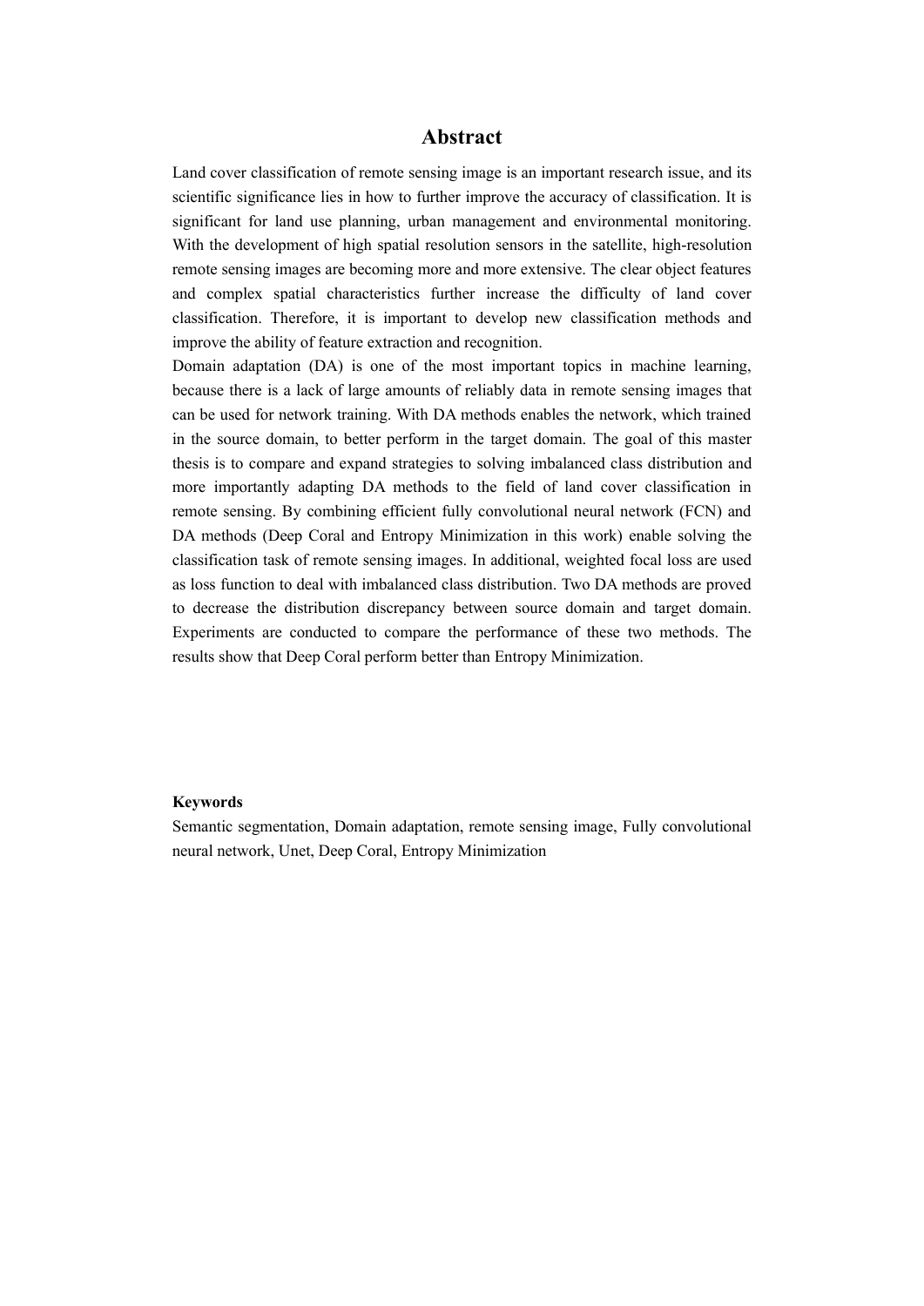# Abstract

Land cover classification of remote sensing image is an important research issue, and its scientific significance lies in how to further improve the accuracy of classification. It is significant for land use planning, urban management and environmental monitoring. With the development of high spatial resolution sensors in the satellite, high-resolution remote sensing images are becoming more and more extensive. The clear object features and complex spatial characteristics further increase the difficulty of land cover classification. Therefore, it is important to develop new classification methods and improve the ability of feature extraction and recognition.

Domain adaptation (DA) is one of the most important topics in machine learning, because there is a lack of large amounts of reliably data in remote sensing images that can be used for network training. With DA methods enables the network, which trained in the source domain, to better perform in the target domain. The goal of this master thesis is to compare and expand strategies to solving imbalanced class distribution and more importantly adapting DA methods to the field of land cover classification in remote sensing. By combining efficient fully convolutional neural network (FCN) and DA methods (Deep Coral and Entropy Minimization in this work) enable solving the classification task of remote sensing images. In additional, weighted focal loss are used as loss function to deal with imbalanced class distribution. Two DA methods are proved to decrease the distribution discrepancy between source domain and target domain. Experiments are conducted to compare the performance of these two methods. The results show that Deep Coral perform better than Entropy Minimization.

**Keywords**

Semantic segmentation, Domain adaptation, remote sensing image, Fully convolutional neural network, Unet, Deep Coral, Entropy Minimization